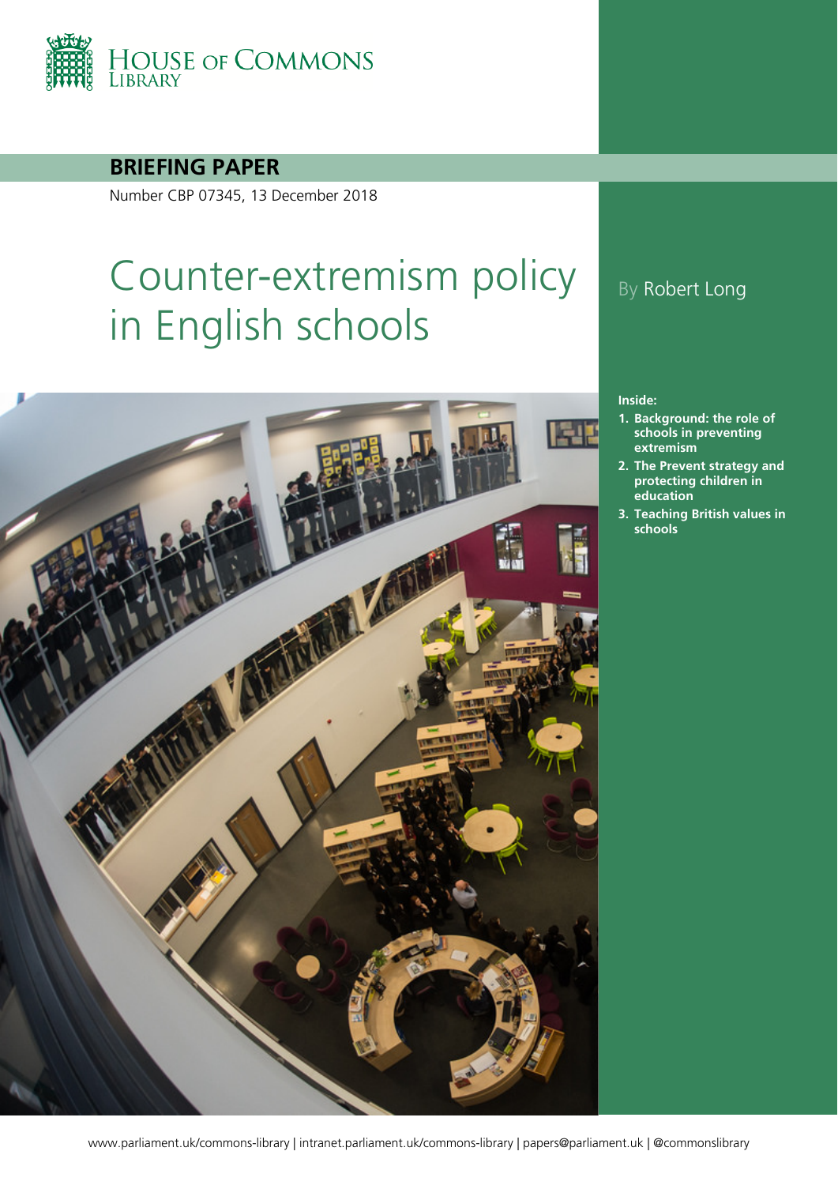HOUSE OF COMMONS LIBRARY

**BRIEFING PAPER**

Number CBP 07345, 13 December 2018

# Counter-extremism policy in English schools

By Robert Long

**Inside:**

1. **Background: the role of schools in preventing extremism**
2. **The Prevent strategy and protecting children in education**
3. **Teaching British values in schools**

www.parliament.uk/commons-library | intranet.parliament.uk/commons-library | papers@parliament.uk | @commonslibrary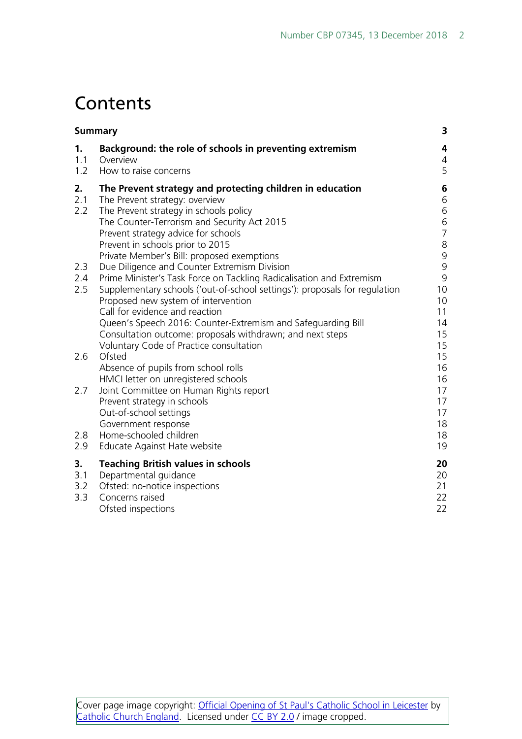# Contents

| | | |
|---|---|---|
| **Summary** | | **3** |
| **1.** | **Background: the role of schools in preventing extremism** | **4** |
| 1.1 | Overview | 4 |
| 1.2 | How to raise concerns | 5 |
| **2.** | **The Prevent strategy and protecting children in education** | **6** |
| 2.1 | The Prevent strategy: overview | 6 |
| 2.2 | The Prevent strategy in schools policy | 6 |
| | The Counter-Terrorism and Security Act 2015 | 6 |
| | Prevent strategy advice for schools | 7 |
| | Prevent in schools prior to 2015 | 8 |
| | Private Member's Bill: proposed exemptions | 9 |
| 2.3 | Due Diligence and Counter Extremism Division | 9 |
| 2.4 | Prime Minister's Task Force on Tackling Radicalisation and Extremism | 9 |
| 2.5 | Supplementary schools ('out-of-school settings'): proposals for regulation | 10 |
| | Proposed new system of intervention | 10 |
| | Call for evidence and reaction | 11 |
| | Queen's Speech 2016: Counter-Extremism and Safeguarding Bill | 14 |
| | Consultation outcome: proposals withdrawn; and next steps | 15 |
| | Voluntary Code of Practice consultation | 15 |
| 2.6 | Ofsted | 15 |
| | Absence of pupils from school rolls | 16 |
| | HMCI letter on unregistered schools | 16 |
| 2.7 | Joint Committee on Human Rights report | 17 |
| | Prevent strategy in schools | 17 |
| | Out-of-school settings | 17 |
| | Government response | 18 |
| 2.8 | Home-schooled children | 18 |
| 2.9 | Educate Against Hate website | 19 |
| **3.** | **Teaching British values in schools** | **20** |
| 3.1 | Departmental guidance | 20 |
| 3.2 | Ofsted: no-notice inspections | 21 |
| 3.3 | Concerns raised | 22 |
| | Ofsted inspections | 22 |

Cover page image copyright: Official Opening of St Paul's Catholic School in Leicester by Catholic Church England. Licensed under CC BY 2.0 / image cropped.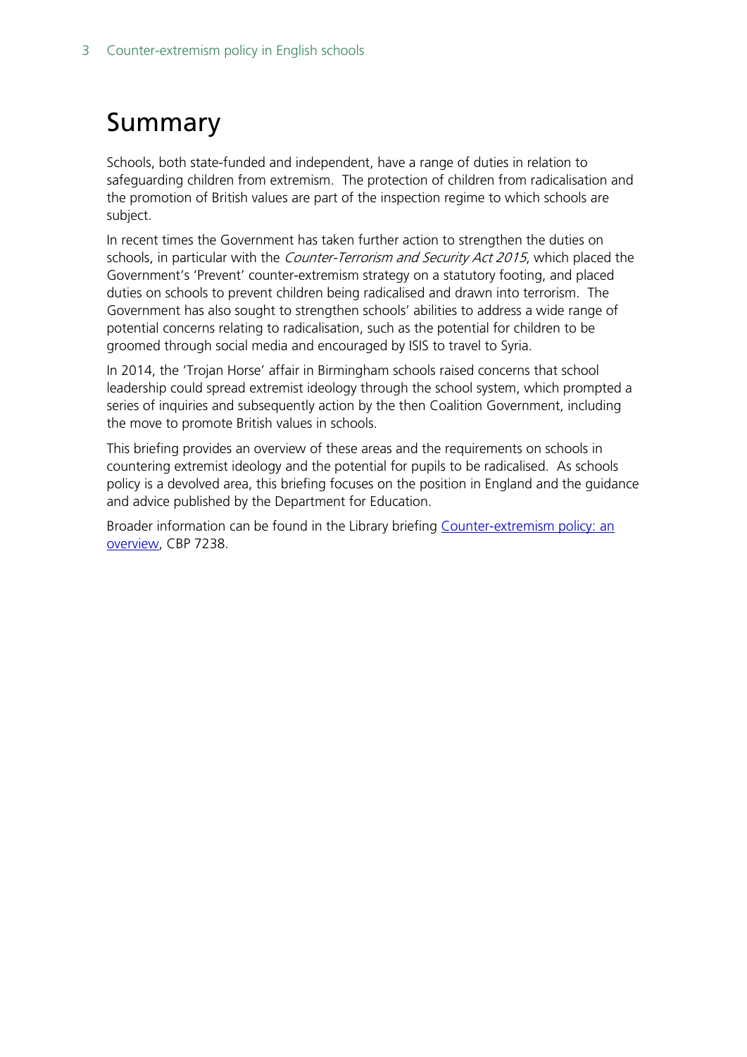# Summary

Schools, both state-funded and independent, have a range of duties in relation to safeguarding children from extremism. The protection of children from radicalisation and the promotion of British values are part of the inspection regime to which schools are subject.

In recent times the Government has taken further action to strengthen the duties on schools, in particular with the *Counter-Terrorism and Security Act 2015*, which placed the Government's 'Prevent' counter-extremism strategy on a statutory footing, and placed duties on schools to prevent children being radicalised and drawn into terrorism. The Government has also sought to strengthen schools' abilities to address a wide range of potential concerns relating to radicalisation, such as the potential for children to be groomed through social media and encouraged by ISIS to travel to Syria.

In 2014, the 'Trojan Horse' affair in Birmingham schools raised concerns that school leadership could spread extremist ideology through the school system, which prompted a series of inquiries and subsequently action by the then Coalition Government, including the move to promote British values in schools.

This briefing provides an overview of these areas and the requirements on schools in countering extremist ideology and the potential for pupils to be radicalised. As schools policy is a devolved area, this briefing focuses on the position in England and the guidance and advice published by the Department for Education.

Broader information can be found in the Library briefing Counter-extremism policy: an overview, CBP 7238.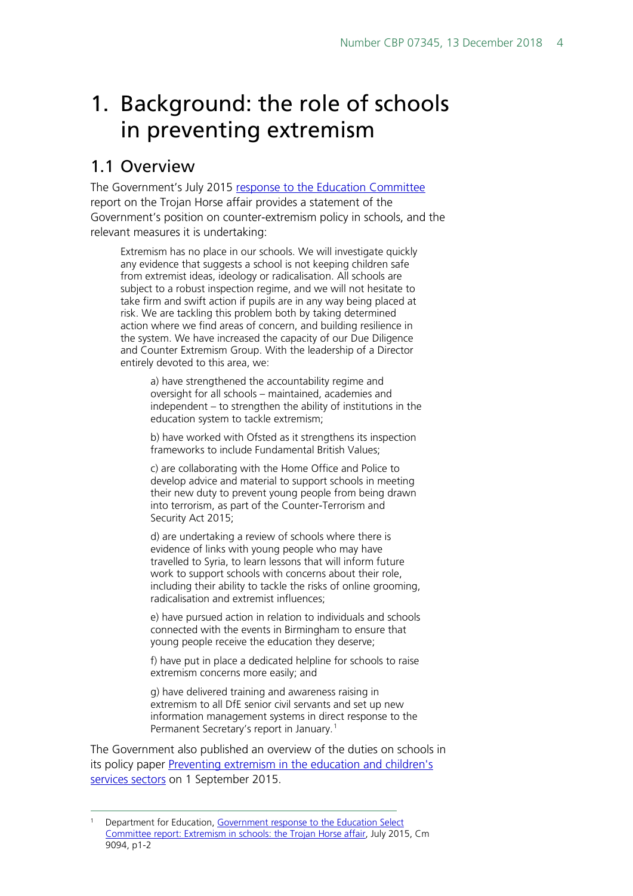# 1. Background: the role of schools in preventing extremism

## 1.1 Overview

The Government's July 2015 response to the Education Committee report on the Trojan Horse affair provides a statement of the Government's position on counter-extremism policy in schools, and the relevant measures it is undertaking:

> Extremism has no place in our schools. We will investigate quickly any evidence that suggests a school is not keeping children safe from extremist ideas, ideology or radicalisation. All schools are subject to a robust inspection regime, and we will not hesitate to take firm and swift action if pupils are in any way being placed at risk. We are tackling this problem both by taking determined action where we find areas of concern, and building resilience in the system. We have increased the capacity of our Due Diligence and Counter Extremism Group. With the leadership of a Director entirely devoted to this area, we:
>
> a) have strengthened the accountability regime and oversight for all schools – maintained, academies and independent – to strengthen the ability of institutions in the education system to tackle extremism;
>
> b) have worked with Ofsted as it strengthens its inspection frameworks to include Fundamental British Values;
>
> c) are collaborating with the Home Office and Police to develop advice and material to support schools in meeting their new duty to prevent young people from being drawn into terrorism, as part of the Counter-Terrorism and Security Act 2015;
>
> d) are undertaking a review of schools where there is evidence of links with young people who may have travelled to Syria, to learn lessons that will inform future work to support schools with concerns about their role, including their ability to tackle the risks of online grooming, radicalisation and extremist influences;
>
> e) have pursued action in relation to individuals and schools connected with the events in Birmingham to ensure that young people receive the education they deserve;
>
> f) have put in place a dedicated helpline for schools to raise extremism concerns more easily; and
>
> g) have delivered training and awareness raising in extremism to all DfE senior civil servants and set up new information management systems in direct response to the Permanent Secretary's report in January.[1]

The Government also published an overview of the duties on schools in its policy paper Preventing extremism in the education and children's services sectors on 1 September 2015.

[1] Department for Education, Government response to the Education Select Committee report: Extremism in schools: the Trojan Horse affair, July 2015, Cm 9094, p1-2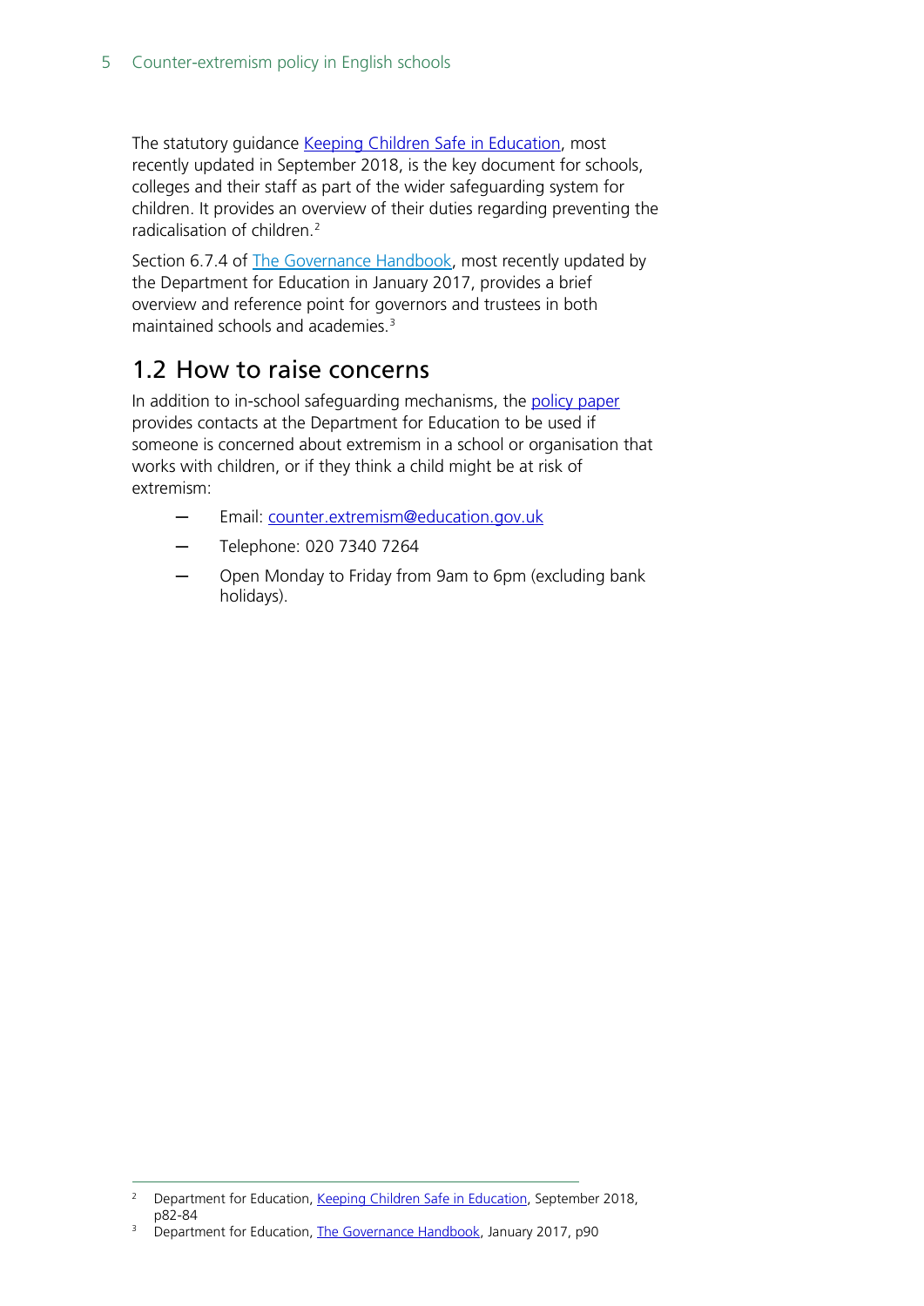The statutory guidance Keeping Children Safe in Education, most recently updated in September 2018, is the key document for schools, colleges and their staff as part of the wider safeguarding system for children. It provides an overview of their duties regarding preventing the radicalisation of children.[2]

Section 6.7.4 of The Governance Handbook, most recently updated by the Department for Education in January 2017, provides a brief overview and reference point for governors and trustees in both maintained schools and academies.[3]

## 1.2 How to raise concerns

In addition to in-school safeguarding mechanisms, the policy paper provides contacts at the Department for Education to be used if someone is concerned about extremism in a school or organisation that works with children, or if they think a child might be at risk of extremism:

- Email: counter.extremism@education.gov.uk
- Telephone: 020 7340 7264
- Open Monday to Friday from 9am to 6pm (excluding bank holidays).

---

[2] Department for Education, Keeping Children Safe in Education, September 2018, p82-84

[3] Department for Education, The Governance Handbook, January 2017, p90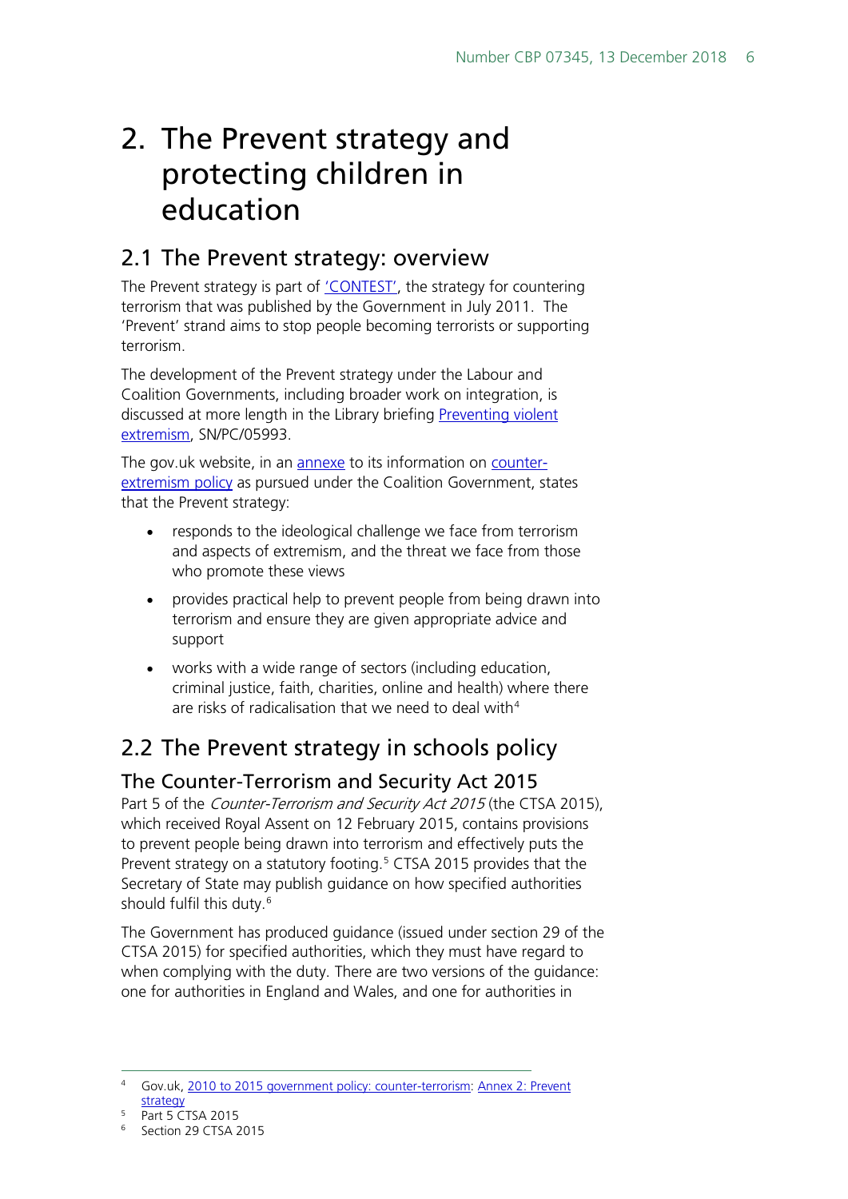# 2. The Prevent strategy and protecting children in education

## 2.1 The Prevent strategy: overview

The Prevent strategy is part of 'CONTEST', the strategy for countering terrorism that was published by the Government in July 2011. The 'Prevent' strand aims to stop people becoming terrorists or supporting terrorism.

The development of the Prevent strategy under the Labour and Coalition Governments, including broader work on integration, is discussed at more length in the Library briefing Preventing violent extremism, SN/PC/05993.

The gov.uk website, in an annexe to its information on counter-extremism policy as pursued under the Coalition Government, states that the Prevent strategy:

- responds to the ideological challenge we face from terrorism and aspects of extremism, and the threat we face from those who promote these views
- provides practical help to prevent people from being drawn into terrorism and ensure they are given appropriate advice and support
- works with a wide range of sectors (including education, criminal justice, faith, charities, online and health) where there are risks of radicalisation that we need to deal with[4]

## 2.2 The Prevent strategy in schools policy

### The Counter-Terrorism and Security Act 2015

Part 5 of the *Counter-Terrorism and Security Act 2015* (the CTSA 2015), which received Royal Assent on 12 February 2015, contains provisions to prevent people being drawn into terrorism and effectively puts the Prevent strategy on a statutory footing.[5] CTSA 2015 provides that the Secretary of State may publish guidance on how specified authorities should fulfil this duty.[6]

The Government has produced guidance (issued under section 29 of the CTSA 2015) for specified authorities, which they must have regard to when complying with the duty. There are two versions of the guidance: one for authorities in England and Wales, and one for authorities in

---

4 Gov.uk, 2010 to 2015 government policy: counter-terrorism: Annex 2: Prevent strategy

5 Part 5 CTSA 2015

6 Section 29 CTSA 2015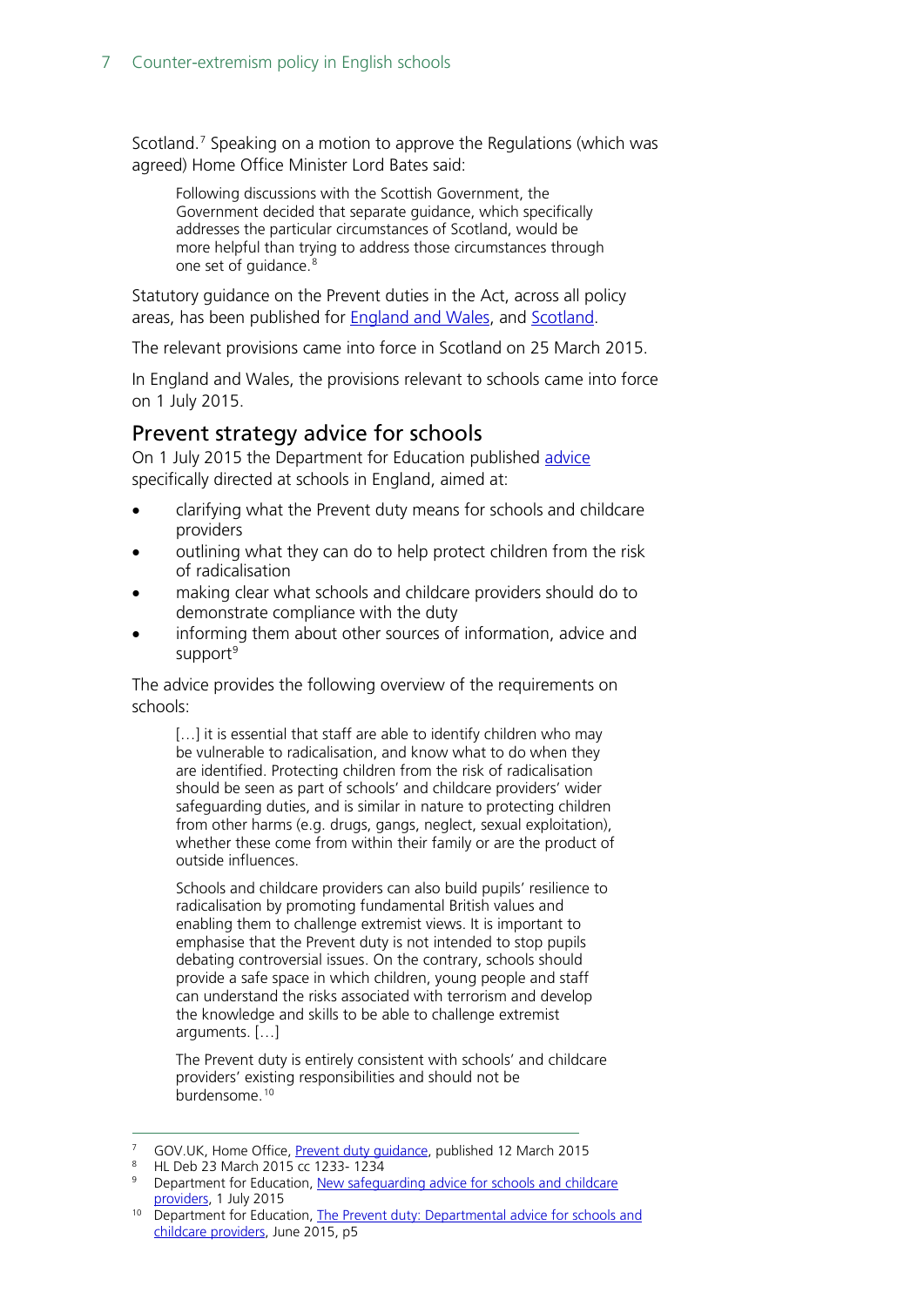Scotland.[7] Speaking on a motion to approve the Regulations (which was agreed) Home Office Minister Lord Bates said:

> Following discussions with the Scottish Government, the Government decided that separate guidance, which specifically addresses the particular circumstances of Scotland, would be more helpful than trying to address those circumstances through one set of guidance.[8]

Statutory guidance on the Prevent duties in the Act, across all policy areas, has been published for England and Wales, and Scotland.

The relevant provisions came into force in Scotland on 25 March 2015.

In England and Wales, the provisions relevant to schools came into force on 1 July 2015.

## Prevent strategy advice for schools

On 1 July 2015 the Department for Education published advice specifically directed at schools in England, aimed at:

- clarifying what the Prevent duty means for schools and childcare providers
- outlining what they can do to help protect children from the risk of radicalisation
- making clear what schools and childcare providers should do to demonstrate compliance with the duty
- informing them about other sources of information, advice and support[9]

The advice provides the following overview of the requirements on schools:

> […] it is essential that staff are able to identify children who may be vulnerable to radicalisation, and know what to do when they are identified. Protecting children from the risk of radicalisation should be seen as part of schools' and childcare providers' wider safeguarding duties, and is similar in nature to protecting children from other harms (e.g. drugs, gangs, neglect, sexual exploitation), whether these come from within their family or are the product of outside influences.
>
> Schools and childcare providers can also build pupils' resilience to radicalisation by promoting fundamental British values and enabling them to challenge extremist views. It is important to emphasise that the Prevent duty is not intended to stop pupils debating controversial issues. On the contrary, schools should provide a safe space in which children, young people and staff can understand the risks associated with terrorism and develop the knowledge and skills to be able to challenge extremist arguments. […]
>
> The Prevent duty is entirely consistent with schools' and childcare providers' existing responsibilities and should not be burdensome.[10]

---

[7] GOV.UK, Home Office, Prevent duty guidance, published 12 March 2015

[8] HL Deb 23 March 2015 cc 1233- 1234

[9] Department for Education, New safeguarding advice for schools and childcare providers, 1 July 2015

[10] Department for Education, The Prevent duty: Departmental advice for schools and childcare providers, June 2015, p5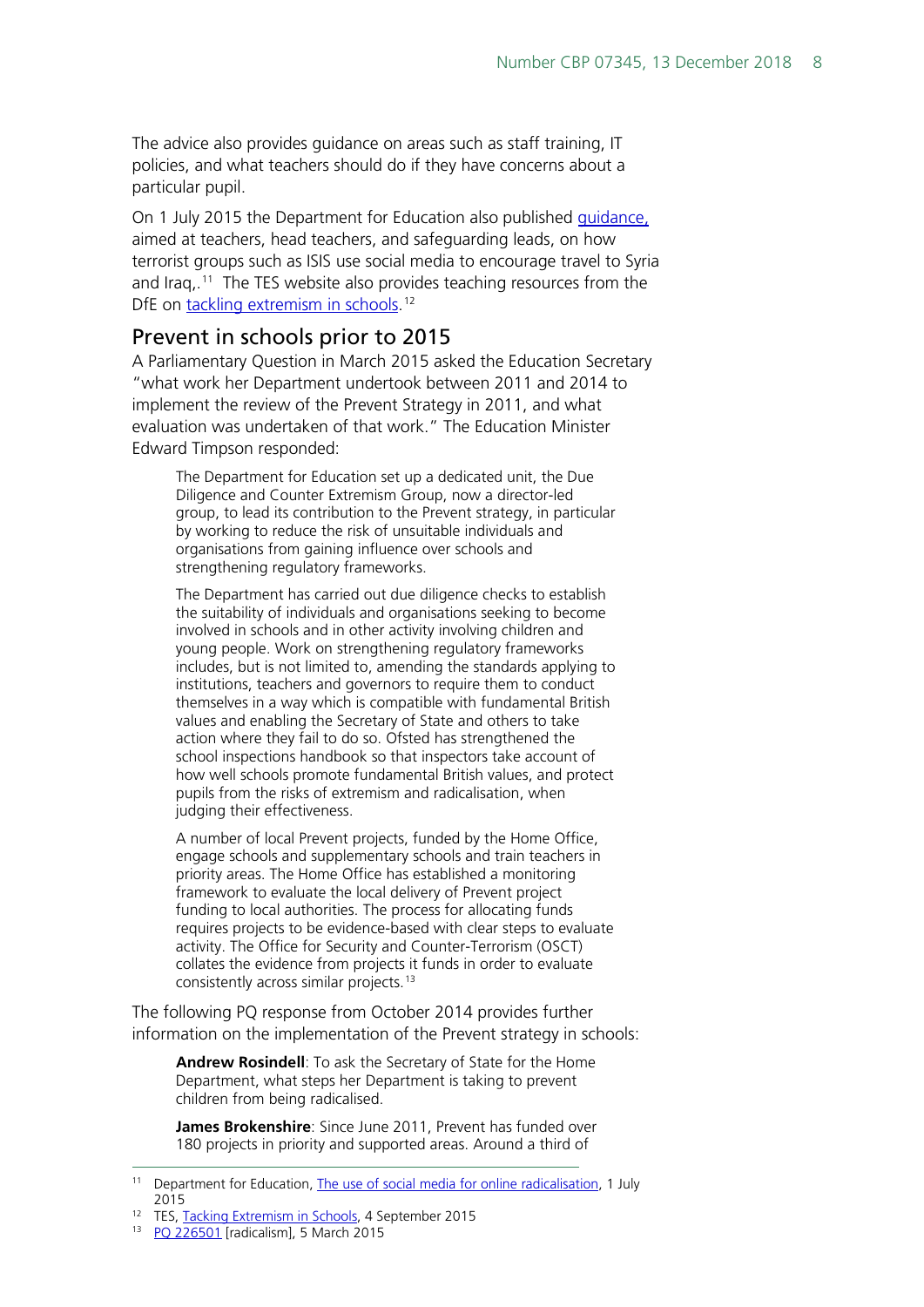The advice also provides guidance on areas such as staff training, IT policies, and what teachers should do if they have concerns about a particular pupil.

On 1 July 2015 the Department for Education also published guidance, aimed at teachers, head teachers, and safeguarding leads, on how terrorist groups such as ISIS use social media to encourage travel to Syria and Iraq,.[11] The TES website also provides teaching resources from the DfE on tackling extremism in schools.[12]

## Prevent in schools prior to 2015

A Parliamentary Question in March 2015 asked the Education Secretary "what work her Department undertook between 2011 and 2014 to implement the review of the Prevent Strategy in 2011, and what evaluation was undertaken of that work." The Education Minister Edward Timpson responded:

> The Department for Education set up a dedicated unit, the Due Diligence and Counter Extremism Group, now a director-led group, to lead its contribution to the Prevent strategy, in particular by working to reduce the risk of unsuitable individuals and organisations from gaining influence over schools and strengthening regulatory frameworks.
>
> The Department has carried out due diligence checks to establish the suitability of individuals and organisations seeking to become involved in schools and in other activity involving children and young people. Work on strengthening regulatory frameworks includes, but is not limited to, amending the standards applying to institutions, teachers and governors to require them to conduct themselves in a way which is compatible with fundamental British values and enabling the Secretary of State and others to take action where they fail to do so. Ofsted has strengthened the school inspections handbook so that inspectors take account of how well schools promote fundamental British values, and protect pupils from the risks of extremism and radicalisation, when judging their effectiveness.
>
> A number of local Prevent projects, funded by the Home Office, engage schools and supplementary schools and train teachers in priority areas. The Home Office has established a monitoring framework to evaluate the local delivery of Prevent project funding to local authorities. The process for allocating funds requires projects to be evidence-based with clear steps to evaluate activity. The Office for Security and Counter-Terrorism (OSCT) collates the evidence from projects it funds in order to evaluate consistently across similar projects.[13]

The following PQ response from October 2014 provides further information on the implementation of the Prevent strategy in schools:

> **Andrew Rosindell**: To ask the Secretary of State for the Home Department, what steps her Department is taking to prevent children from being radicalised.
>
> **James Brokenshire**: Since June 2011, Prevent has funded over 180 projects in priority and supported areas. Around a third of

---

[11] Department for Education, The use of social media for online radicalisation, 1 July 2015

[12] TES, Tacking Extremism in Schools, 4 September 2015

[13] PQ 226501 [radicalism], 5 March 2015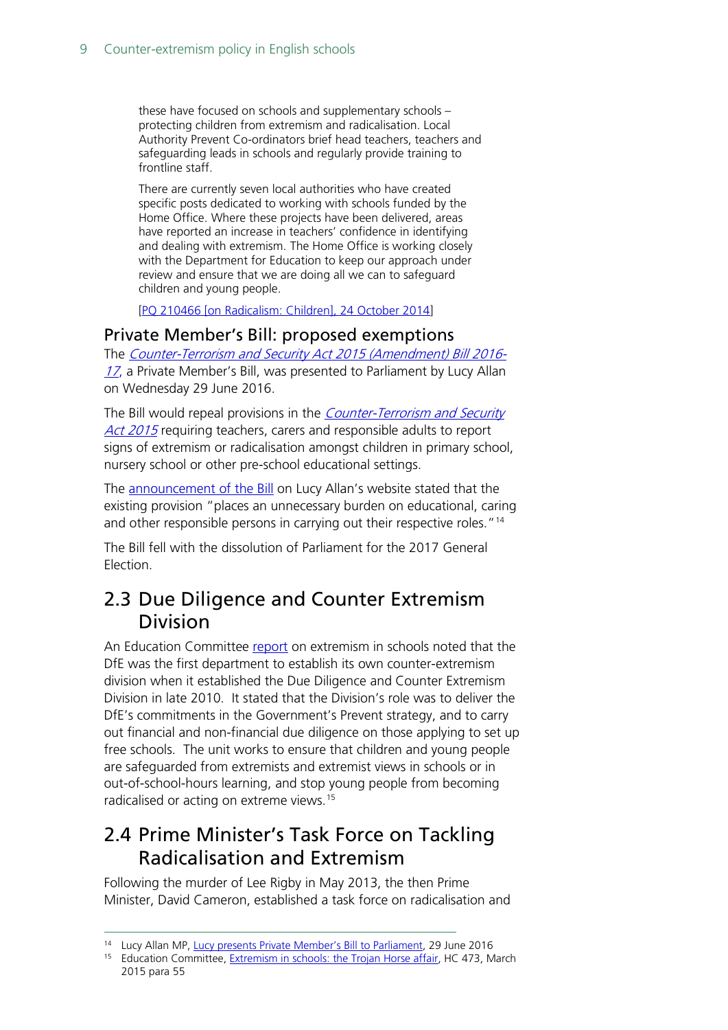> these have focused on schools and supplementary schools – protecting children from extremism and radicalisation. Local Authority Prevent Co-ordinators brief head teachers, teachers and safeguarding leads in schools and regularly provide training to frontline staff.
>
> There are currently seven local authorities who have created specific posts dedicated to working with schools funded by the Home Office. Where these projects have been delivered, areas have reported an increase in teachers' confidence in identifying and dealing with extremism. The Home Office is working closely with the Department for Education to keep our approach under review and ensure that we are doing all we can to safeguard children and young people.
>
> [PQ 210466 [on Radicalism: Children], 24 October 2014]

### Private Member's Bill: proposed exemptions

The *Counter-Terrorism and Security Act 2015 (Amendment) Bill 2016-17*, a Private Member's Bill, was presented to Parliament by Lucy Allan on Wednesday 29 June 2016.

The Bill would repeal provisions in the *Counter-Terrorism and Security Act 2015* requiring teachers, carers and responsible adults to report signs of extremism or radicalisation amongst children in primary school, nursery school or other pre-school educational settings.

The announcement of the Bill on Lucy Allan's website stated that the existing provision "places an unnecessary burden on educational, caring and other responsible persons in carrying out their respective roles."[14]

The Bill fell with the dissolution of Parliament for the 2017 General Election.

## 2.3 Due Diligence and Counter Extremism Division

An Education Committee report on extremism in schools noted that the DfE was the first department to establish its own counter-extremism division when it established the Due Diligence and Counter Extremism Division in late 2010. It stated that the Division's role was to deliver the DfE's commitments in the Government's Prevent strategy, and to carry out financial and non-financial due diligence on those applying to set up free schools. The unit works to ensure that children and young people are safeguarded from extremists and extremist views in schools or in out-of-school-hours learning, and stop young people from becoming radicalised or acting on extreme views.[15]

## 2.4 Prime Minister's Task Force on Tackling Radicalisation and Extremism

Following the murder of Lee Rigby in May 2013, the then Prime Minister, David Cameron, established a task force on radicalisation and

---

[14] Lucy Allan MP, Lucy presents Private Member's Bill to Parliament, 29 June 2016

[15] Education Committee, Extremism in schools: the Trojan Horse affair, HC 473, March 2015 para 55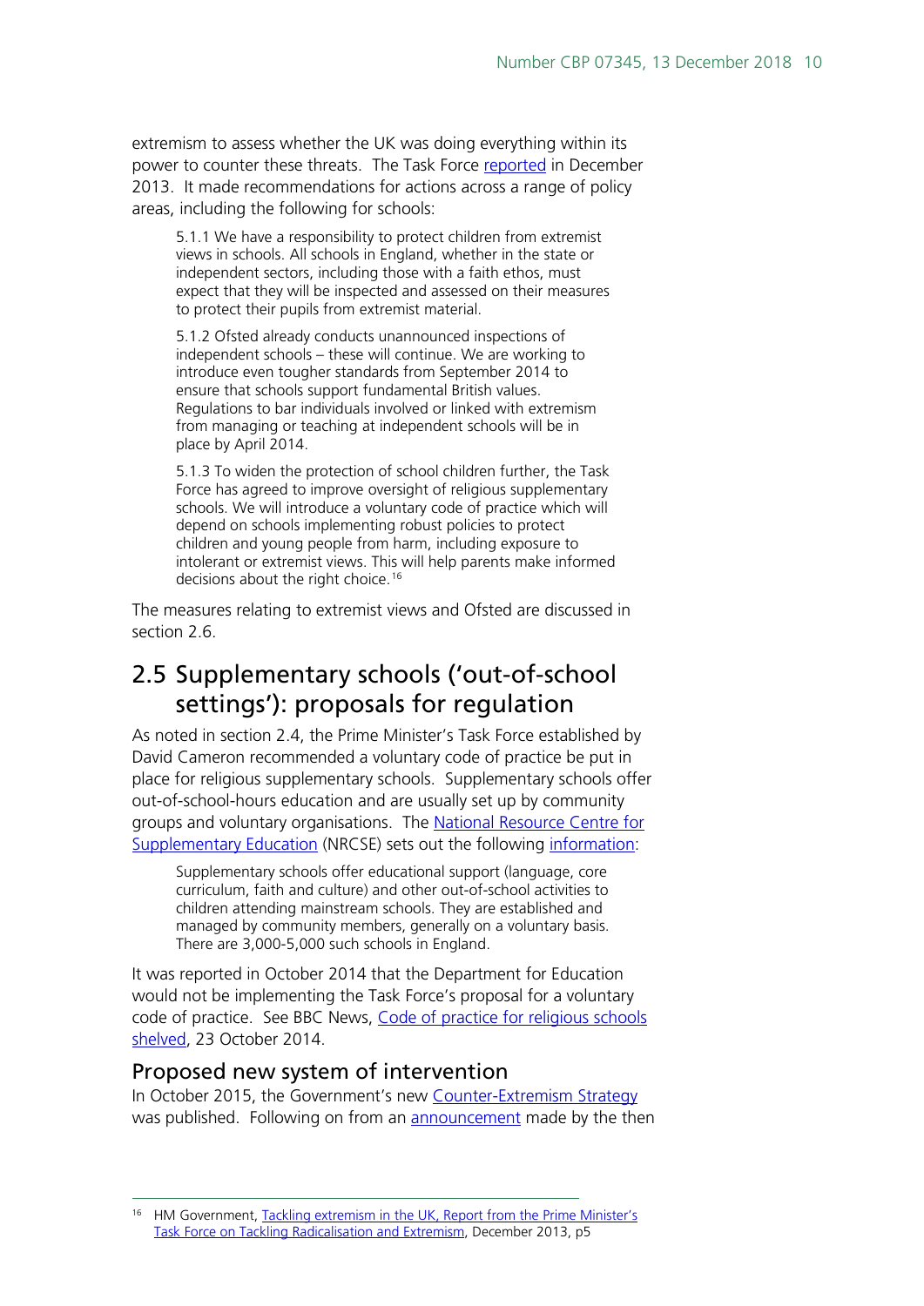extremism to assess whether the UK was doing everything within its power to counter these threats. The Task Force reported in December 2013. It made recommendations for actions across a range of policy areas, including the following for schools:

> 5.1.1 We have a responsibility to protect children from extremist views in schools. All schools in England, whether in the state or independent sectors, including those with a faith ethos, must expect that they will be inspected and assessed on their measures to protect their pupils from extremist material.
>
> 5.1.2 Ofsted already conducts unannounced inspections of independent schools – these will continue. We are working to introduce even tougher standards from September 2014 to ensure that schools support fundamental British values. Regulations to bar individuals involved or linked with extremism from managing or teaching at independent schools will be in place by April 2014.
>
> 5.1.3 To widen the protection of school children further, the Task Force has agreed to improve oversight of religious supplementary schools. We will introduce a voluntary code of practice which will depend on schools implementing robust policies to protect children and young people from harm, including exposure to intolerant or extremist views. This will help parents make informed decisions about the right choice.[16]

The measures relating to extremist views and Ofsted are discussed in section 2.6.

## 2.5 Supplementary schools ('out-of-school settings'): proposals for regulation

As noted in section 2.4, the Prime Minister's Task Force established by David Cameron recommended a voluntary code of practice be put in place for religious supplementary schools. Supplementary schools offer out-of-school-hours education and are usually set up by community groups and voluntary organisations. The National Resource Centre for Supplementary Education (NRCSE) sets out the following information:

> Supplementary schools offer educational support (language, core curriculum, faith and culture) and other out-of-school activities to children attending mainstream schools. They are established and managed by community members, generally on a voluntary basis. There are 3,000-5,000 such schools in England.

It was reported in October 2014 that the Department for Education would not be implementing the Task Force's proposal for a voluntary code of practice. See BBC News, Code of practice for religious schools shelved, 23 October 2014.

### Proposed new system of intervention

In October 2015, the Government's new Counter-Extremism Strategy was published. Following on from an announcement made by the then

---

[16] HM Government, Tackling extremism in the UK, Report from the Prime Minister's Task Force on Tackling Radicalisation and Extremism, December 2013, p5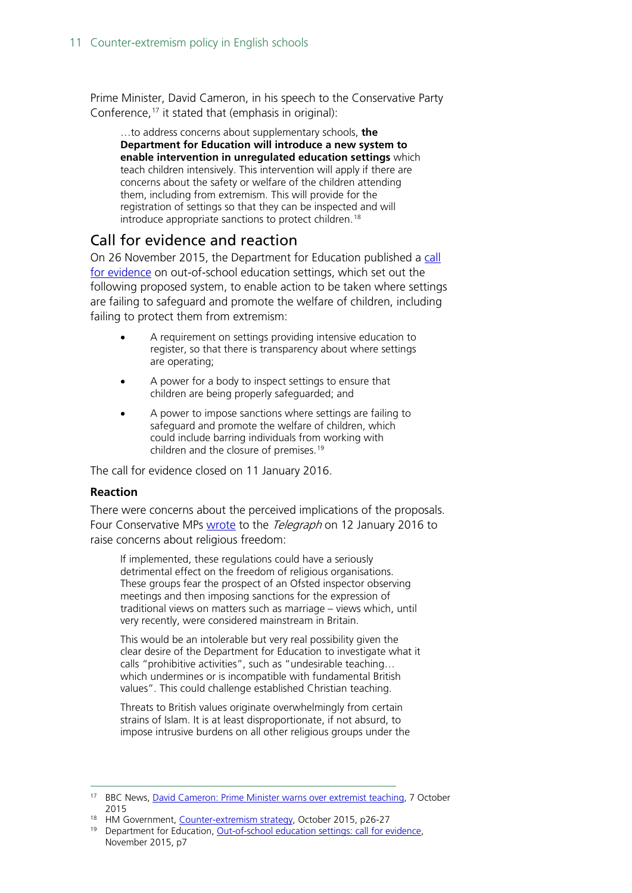Prime Minister, David Cameron, in his speech to the Conservative Party Conference,[17] it stated that (emphasis in original):

> …to address concerns about supplementary schools, **the Department for Education will introduce a new system to enable intervention in unregulated education settings** which teach children intensively. This intervention will apply if there are concerns about the safety or welfare of the children attending them, including from extremism. This will provide for the registration of settings so that they can be inspected and will introduce appropriate sanctions to protect children.[18]

## Call for evidence and reaction

On 26 November 2015, the Department for Education published a call for evidence on out-of-school education settings, which set out the following proposed system, to enable action to be taken where settings are failing to safeguard and promote the welfare of children, including failing to protect them from extremism:

- A requirement on settings providing intensive education to register, so that there is transparency about where settings are operating;
- A power for a body to inspect settings to ensure that children are being properly safeguarded; and
- A power to impose sanctions where settings are failing to safeguard and promote the welfare of children, which could include barring individuals from working with children and the closure of premises.[19]

The call for evidence closed on 11 January 2016.

### Reaction

There were concerns about the perceived implications of the proposals. Four Conservative MPs wrote to the *Telegraph* on 12 January 2016 to raise concerns about religious freedom:

> If implemented, these regulations could have a seriously detrimental effect on the freedom of religious organisations. These groups fear the prospect of an Ofsted inspector observing meetings and then imposing sanctions for the expression of traditional views on matters such as marriage – views which, until very recently, were considered mainstream in Britain.
>
> This would be an intolerable but very real possibility given the clear desire of the Department for Education to investigate what it calls "prohibitive activities", such as "undesirable teaching… which undermines or is incompatible with fundamental British values". This could challenge established Christian teaching.
>
> Threats to British values originate overwhelmingly from certain strains of Islam. It is at least disproportionate, if not absurd, to impose intrusive burdens on all other religious groups under the

---

[17] BBC News, David Cameron: Prime Minister warns over extremist teaching, 7 October 2015

[18] HM Government, Counter-extremism strategy, October 2015, p26-27

[19] Department for Education, Out-of-school education settings: call for evidence, November 2015, p7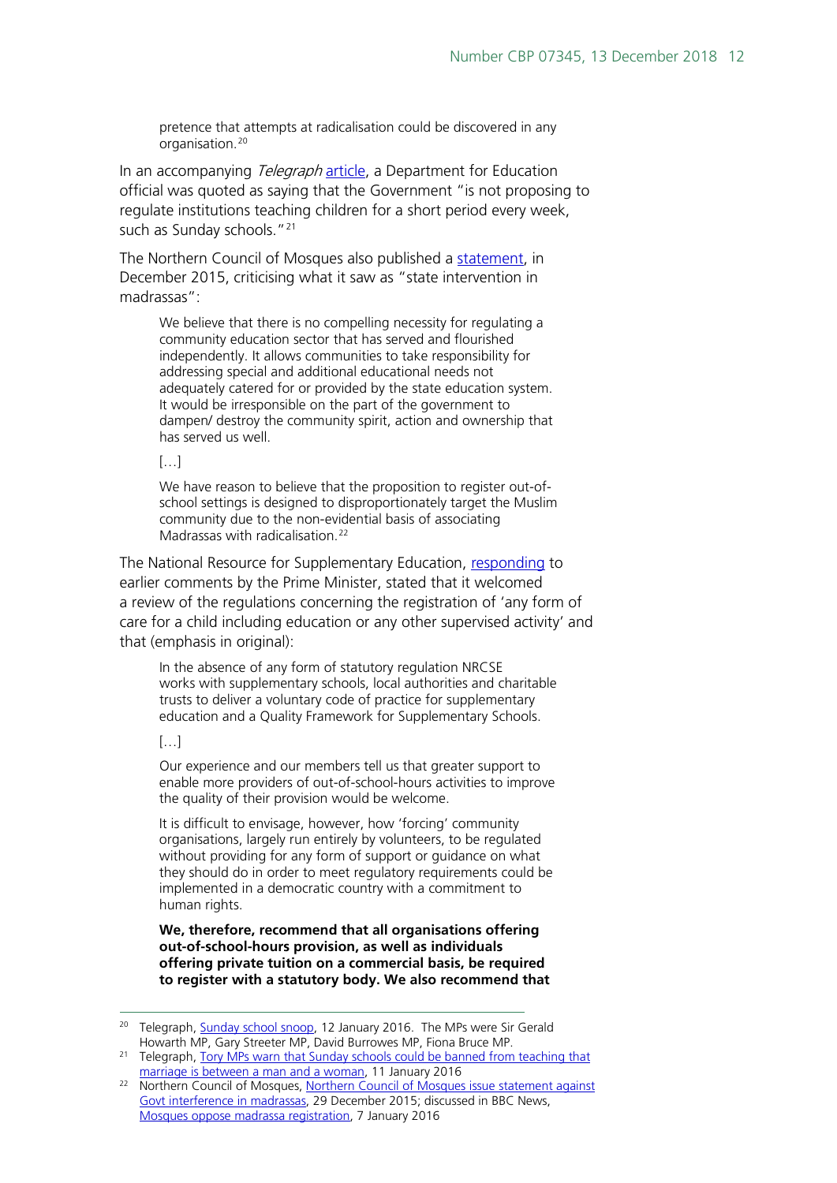> pretence that attempts at radicalisation could be discovered in any organisation.[20]

In an accompanying *Telegraph* article, a Department for Education official was quoted as saying that the Government "is not proposing to regulate institutions teaching children for a short period every week, such as Sunday schools."[21]

The Northern Council of Mosques also published a statement, in December 2015, criticising what it saw as "state intervention in madrassas":

> We believe that there is no compelling necessity for regulating a community education sector that has served and flourished independently. It allows communities to take responsibility for addressing special and additional educational needs not adequately catered for or provided by the state education system. It would be irresponsible on the part of the government to dampen/ destroy the community spirit, action and ownership that has served us well.
>
> […]
>
> We have reason to believe that the proposition to register out-of-school settings is designed to disproportionately target the Muslim community due to the non-evidential basis of associating Madrassas with radicalisation.[22]

The National Resource for Supplementary Education, responding to earlier comments by the Prime Minister, stated that it welcomed a review of the regulations concerning the registration of 'any form of care for a child including education or any other supervised activity' and that (emphasis in original):

> In the absence of any form of statutory regulation NRCSE works with supplementary schools, local authorities and charitable trusts to deliver a voluntary code of practice for supplementary education and a Quality Framework for Supplementary Schools.
>
> […]
>
> Our experience and our members tell us that greater support to enable more providers of out-of-school-hours activities to improve the quality of their provision would be welcome.
>
> It is difficult to envisage, however, how 'forcing' community organisations, largely run entirely by volunteers, to be regulated without providing for any form of support or guidance on what they should do in order to meet regulatory requirements could be implemented in a democratic country with a commitment to human rights.
>
> **We, therefore, recommend that all organisations offering out-of-school-hours provision, as well as individuals offering private tuition on a commercial basis, be required to register with a statutory body. We also recommend that**

---

[20] Telegraph, Sunday school snoop, 12 January 2016. The MPs were Sir Gerald Howarth MP, Gary Streeter MP, David Burrowes MP, Fiona Bruce MP.

[21] Telegraph, Tory MPs warn that Sunday schools could be banned from teaching that marriage is between a man and a woman, 11 January 2016

[22] Northern Council of Mosques, Northern Council of Mosques issue statement against Govt interference in madrassas, 29 December 2015; discussed in BBC News, Mosques oppose madrassa registration, 7 January 2016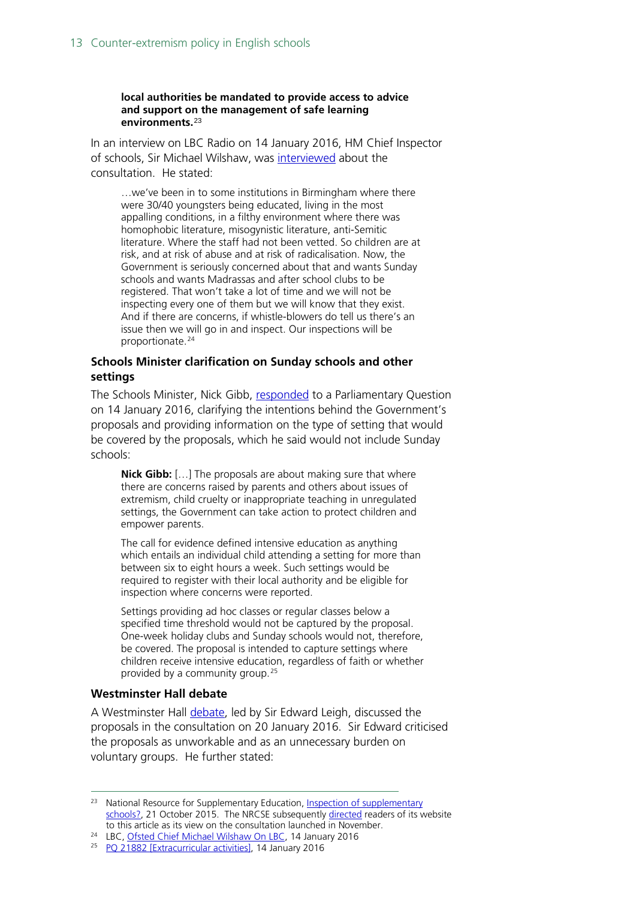**local authorities be mandated to provide access to advice and support on the management of safe learning environments.**[23]

In an interview on LBC Radio on 14 January 2016, HM Chief Inspector of schools, Sir Michael Wilshaw, was interviewed about the consultation. He stated:

> …we've been in to some institutions in Birmingham where there were 30/40 youngsters being educated, living in the most appalling conditions, in a filthy environment where there was homophobic literature, misogynistic literature, anti-Semitic literature. Where the staff had not been vetted. So children are at risk, and at risk of abuse and at risk of radicalisation. Now, the Government is seriously concerned about that and wants Sunday schools and wants Madrassas and after school clubs to be registered. That won't take a lot of time and we will not be inspecting every one of them but we will know that they exist. And if there are concerns, if whistle-blowers do tell us there's an issue then we will go in and inspect. Our inspections will be proportionate.[24]

### Schools Minister clarification on Sunday schools and other settings

The Schools Minister, Nick Gibb, responded to a Parliamentary Question on 14 January 2016, clarifying the intentions behind the Government's proposals and providing information on the type of setting that would be covered by the proposals, which he said would not include Sunday schools:

> **Nick Gibb:** […] The proposals are about making sure that where there are concerns raised by parents and others about issues of extremism, child cruelty or inappropriate teaching in unregulated settings, the Government can take action to protect children and empower parents.
>
> The call for evidence defined intensive education as anything which entails an individual child attending a setting for more than between six to eight hours a week. Such settings would be required to register with their local authority and be eligible for inspection where concerns were reported.
>
> Settings providing ad hoc classes or regular classes below a specified time threshold would not be captured by the proposal. One-week holiday clubs and Sunday schools would not, therefore, be covered. The proposal is intended to capture settings where children receive intensive education, regardless of faith or whether provided by a community group.[25]

### Westminster Hall debate

A Westminster Hall debate, led by Sir Edward Leigh, discussed the proposals in the consultation on 20 January 2016. Sir Edward criticised the proposals as unworkable and as an unnecessary burden on voluntary groups. He further stated:

---

[23] National Resource for Supplementary Education, Inspection of supplementary schools?, 21 October 2015. The NRCSE subsequently directed readers of its website to this article as its view on the consultation launched in November.

[24] LBC, Ofsted Chief Michael Wilshaw On LBC, 14 January 2016

[25] PQ 21882 [Extracurricular activities], 14 January 2016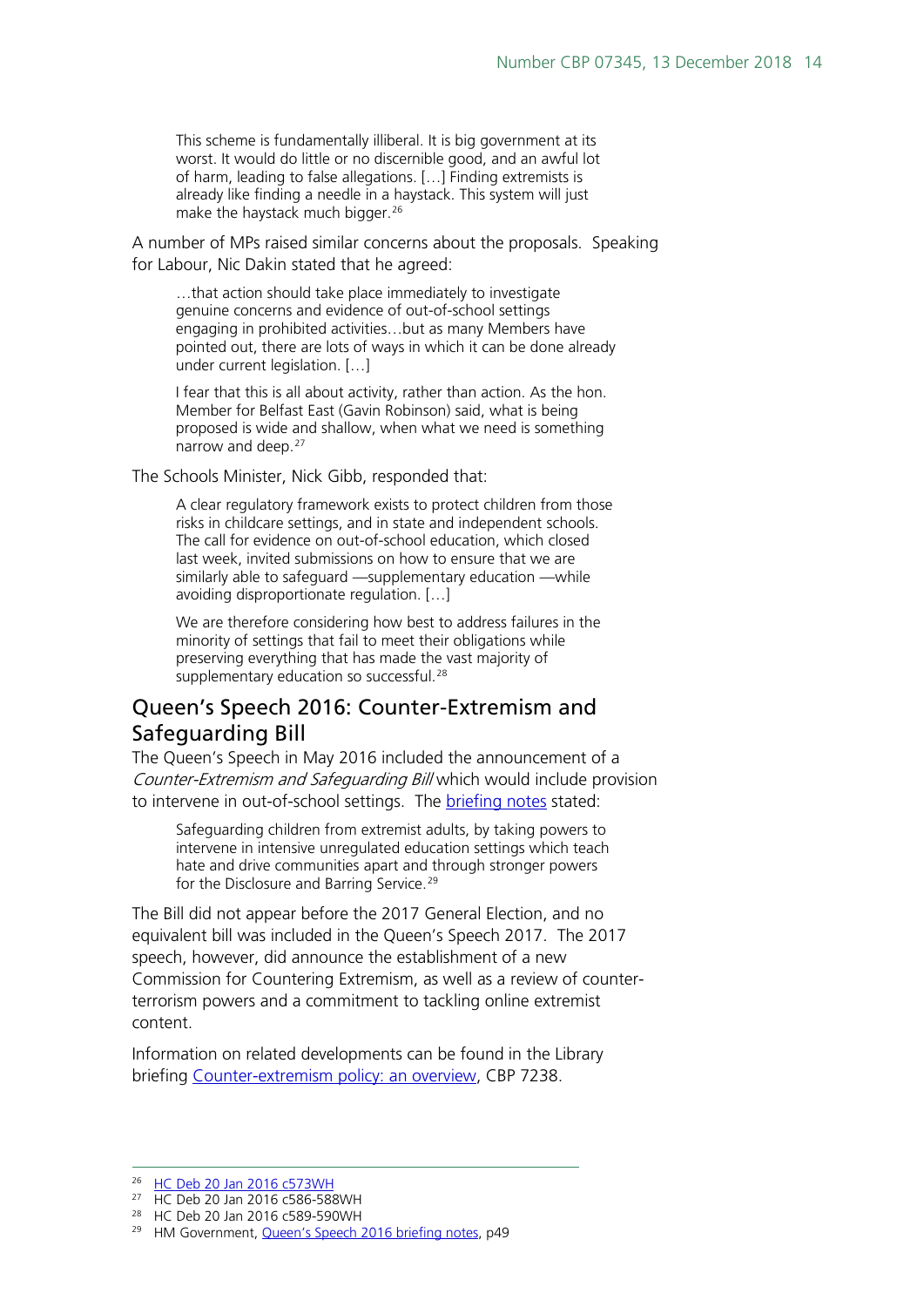> This scheme is fundamentally illiberal. It is big government at its worst. It would do little or no discernible good, and an awful lot of harm, leading to false allegations. […] Finding extremists is already like finding a needle in a haystack. This system will just make the haystack much bigger.[26]

A number of MPs raised similar concerns about the proposals. Speaking for Labour, Nic Dakin stated that he agreed:

> …that action should take place immediately to investigate genuine concerns and evidence of out-of-school settings engaging in prohibited activities…but as many Members have pointed out, there are lots of ways in which it can be done already under current legislation. […]
>
> I fear that this is all about activity, rather than action. As the hon. Member for Belfast East (Gavin Robinson) said, what is being proposed is wide and shallow, when what we need is something narrow and deep.[27]

The Schools Minister, Nick Gibb, responded that:

> A clear regulatory framework exists to protect children from those risks in childcare settings, and in state and independent schools. The call for evidence on out-of-school education, which closed last week, invited submissions on how to ensure that we are similarly able to safeguard —supplementary education —while avoiding disproportionate regulation. […]
>
> We are therefore considering how best to address failures in the minority of settings that fail to meet their obligations while preserving everything that has made the vast majority of supplementary education so successful.[28]

## Queen's Speech 2016: Counter-Extremism and Safeguarding Bill

The Queen's Speech in May 2016 included the announcement of a *Counter-Extremism and Safeguarding Bill* which would include provision to intervene in out-of-school settings. The briefing notes stated:

> Safeguarding children from extremist adults, by taking powers to intervene in intensive unregulated education settings which teach hate and drive communities apart and through stronger powers for the Disclosure and Barring Service.[29]

The Bill did not appear before the 2017 General Election, and no equivalent bill was included in the Queen's Speech 2017. The 2017 speech, however, did announce the establishment of a new Commission for Countering Extremism, as well as a review of counter-terrorism powers and a commitment to tackling online extremist content.

Information on related developments can be found in the Library briefing Counter-extremism policy: an overview, CBP 7238.

---

[26] HC Deb 20 Jan 2016 c573WH

[27] HC Deb 20 Jan 2016 c586-588WH

[28] HC Deb 20 Jan 2016 c589-590WH

[29] HM Government, Queen's Speech 2016 briefing notes, p49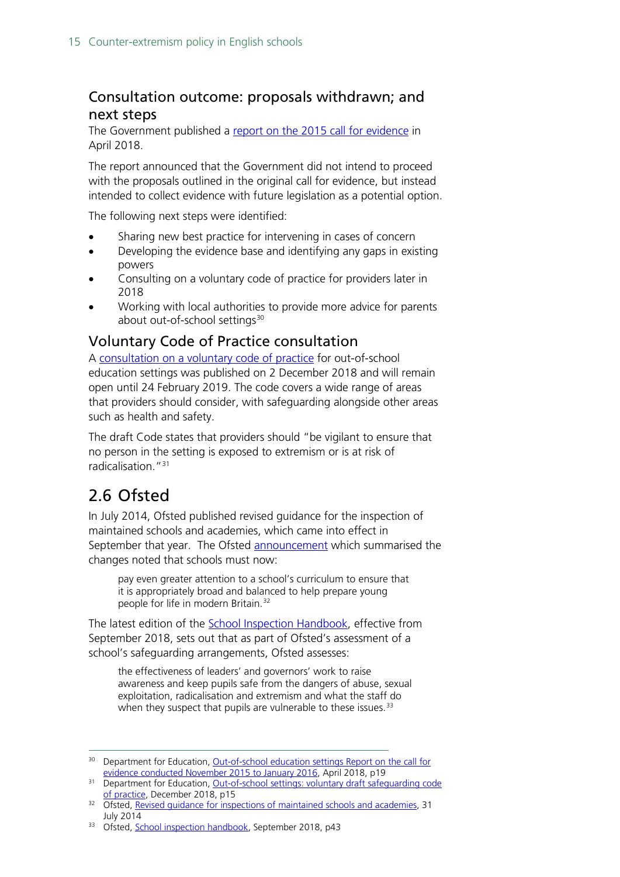### Consultation outcome: proposals withdrawn; and next steps

The Government published a report on the 2015 call for evidence in April 2018.

The report announced that the Government did not intend to proceed with the proposals outlined in the original call for evidence, but instead intended to collect evidence with future legislation as a potential option.

The following next steps were identified:

- Sharing new best practice for intervening in cases of concern
- Developing the evidence base and identifying any gaps in existing powers
- Consulting on a voluntary code of practice for providers later in 2018
- Working with local authorities to provide more advice for parents about out-of-school settings[30]

### Voluntary Code of Practice consultation

A consultation on a voluntary code of practice for out-of-school education settings was published on 2 December 2018 and will remain open until 24 February 2019. The code covers a wide range of areas that providers should consider, with safeguarding alongside other areas such as health and safety.

The draft Code states that providers should "be vigilant to ensure that no person in the setting is exposed to extremism or is at risk of radicalisation."[31]

## 2.6 Ofsted

In July 2014, Ofsted published revised guidance for the inspection of maintained schools and academies, which came into effect in September that year. The Ofsted announcement which summarised the changes noted that schools must now:

> pay even greater attention to a school's curriculum to ensure that it is appropriately broad and balanced to help prepare young people for life in modern Britain.[32]

The latest edition of the School Inspection Handbook, effective from September 2018, sets out that as part of Ofsted's assessment of a school's safeguarding arrangements, Ofsted assesses:

> the effectiveness of leaders' and governors' work to raise awareness and keep pupils safe from the dangers of abuse, sexual exploitation, radicalisation and extremism and what the staff do when they suspect that pupils are vulnerable to these issues.[33]

---

[30] Department for Education, Out-of-school education settings Report on the call for evidence conducted November 2015 to January 2016, April 2018, p19

[31] Department for Education, Out-of-school settings: voluntary draft safeguarding code of practice, December 2018, p15

[32] Ofsted, Revised guidance for inspections of maintained schools and academies, 31 July 2014

[33] Ofsted, School inspection handbook, September 2018, p43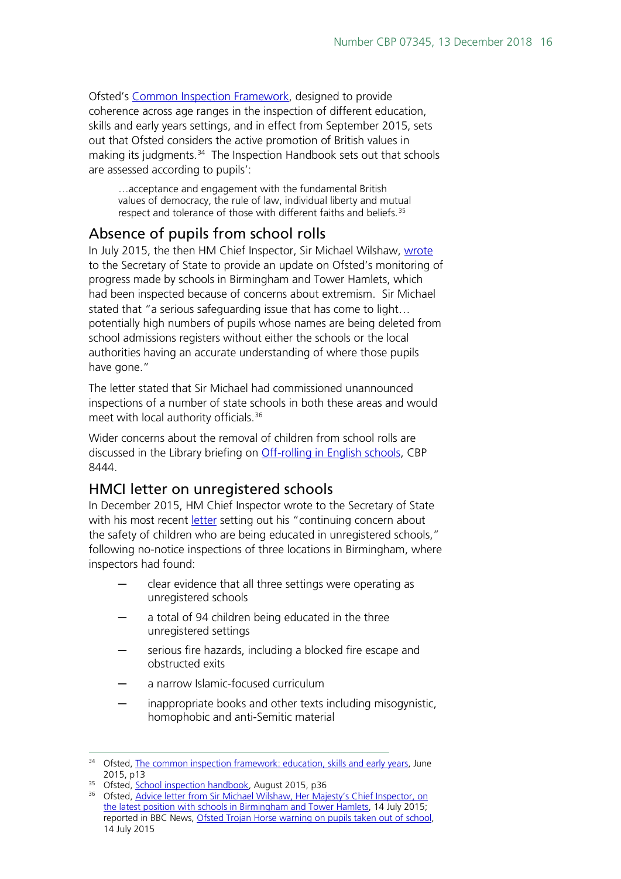Ofsted's Common Inspection Framework, designed to provide coherence across age ranges in the inspection of different education, skills and early years settings, and in effect from September 2015, sets out that Ofsted considers the active promotion of British values in making its judgments.[34] The Inspection Handbook sets out that schools are assessed according to pupils':

> …acceptance and engagement with the fundamental British values of democracy, the rule of law, individual liberty and mutual respect and tolerance of those with different faiths and beliefs.[35]

## Absence of pupils from school rolls

In July 2015, the then HM Chief Inspector, Sir Michael Wilshaw, wrote to the Secretary of State to provide an update on Ofsted's monitoring of progress made by schools in Birmingham and Tower Hamlets, which had been inspected because of concerns about extremism. Sir Michael stated that "a serious safeguarding issue that has come to light… potentially high numbers of pupils whose names are being deleted from school admissions registers without either the schools or the local authorities having an accurate understanding of where those pupils have gone."

The letter stated that Sir Michael had commissioned unannounced inspections of a number of state schools in both these areas and would meet with local authority officials.[36]

Wider concerns about the removal of children from school rolls are discussed in the Library briefing on Off-rolling in English schools, CBP 8444.

## HMCI letter on unregistered schools

In December 2015, HM Chief Inspector wrote to the Secretary of State with his most recent letter setting out his "continuing concern about the safety of children who are being educated in unregistered schools," following no-notice inspections of three locations in Birmingham, where inspectors had found:

- clear evidence that all three settings were operating as unregistered schools
- a total of 94 children being educated in the three unregistered settings
- serious fire hazards, including a blocked fire escape and obstructed exits
- a narrow Islamic-focused curriculum
- inappropriate books and other texts including misogynistic, homophobic and anti-Semitic material

---

[34] Ofsted, The common inspection framework: education, skills and early years, June 2015, p13

[35] Ofsted, School inspection handbook, August 2015, p36

[36] Ofsted, Advice letter from Sir Michael Wilshaw, Her Majesty's Chief Inspector, on the latest position with schools in Birmingham and Tower Hamlets, 14 July 2015; reported in BBC News, Ofsted Trojan Horse warning on pupils taken out of school, 14 July 2015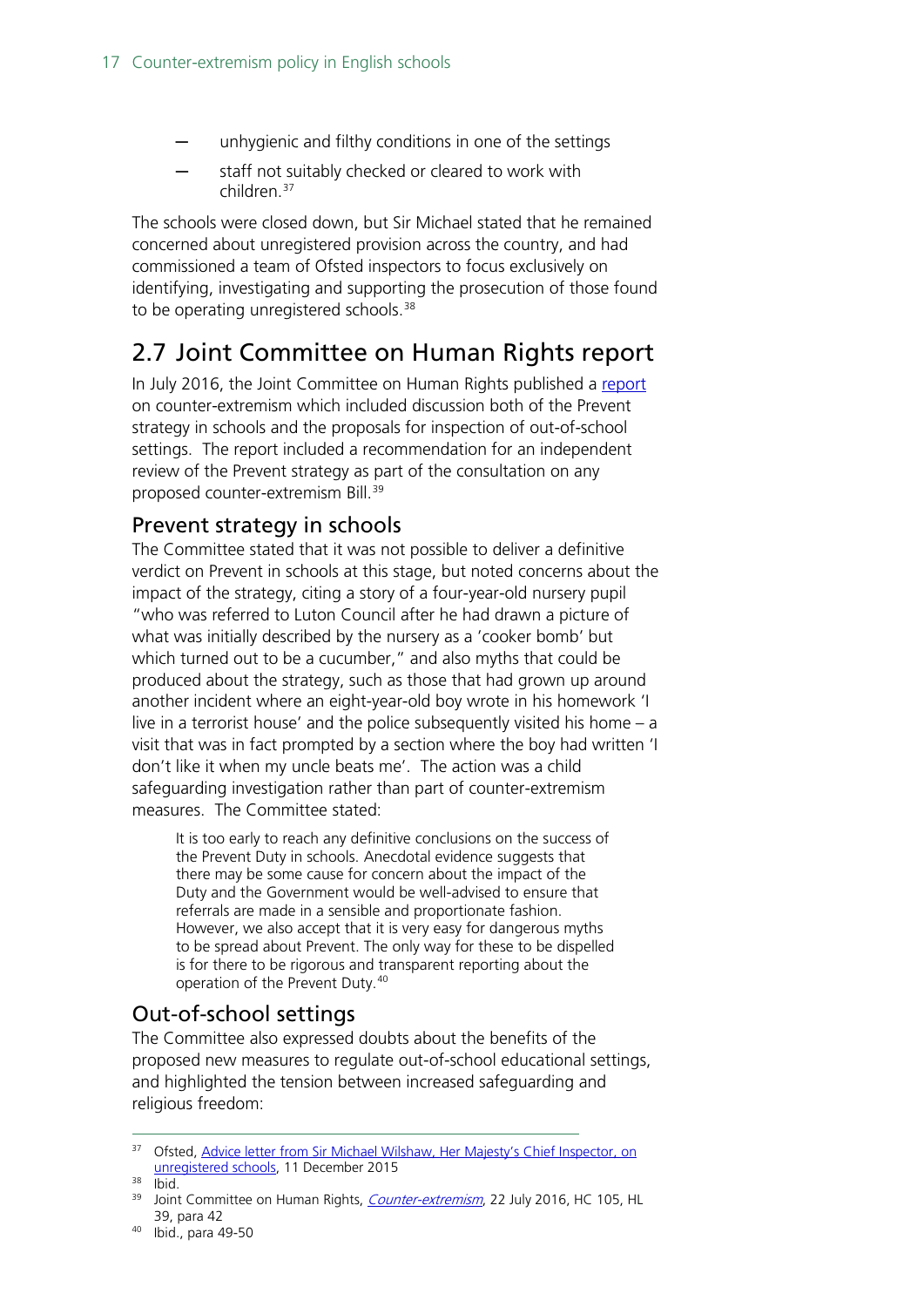- unhygienic and filthy conditions in one of the settings
- staff not suitably checked or cleared to work with children.[37]

The schools were closed down, but Sir Michael stated that he remained concerned about unregistered provision across the country, and had commissioned a team of Ofsted inspectors to focus exclusively on identifying, investigating and supporting the prosecution of those found to be operating unregistered schools.[38]

## 2.7 Joint Committee on Human Rights report

In July 2016, the Joint Committee on Human Rights published a report on counter-extremism which included discussion both of the Prevent strategy in schools and the proposals for inspection of out-of-school settings. The report included a recommendation for an independent review of the Prevent strategy as part of the consultation on any proposed counter-extremism Bill.[39]

### Prevent strategy in schools

The Committee stated that it was not possible to deliver a definitive verdict on Prevent in schools at this stage, but noted concerns about the impact of the strategy, citing a story of a four-year-old nursery pupil "who was referred to Luton Council after he had drawn a picture of what was initially described by the nursery as a 'cooker bomb' but which turned out to be a cucumber," and also myths that could be produced about the strategy, such as those that had grown up around another incident where an eight-year-old boy wrote in his homework 'I live in a terrorist house' and the police subsequently visited his home – a visit that was in fact prompted by a section where the boy had written 'I don't like it when my uncle beats me'. The action was a child safeguarding investigation rather than part of counter-extremism measures. The Committee stated:

> It is too early to reach any definitive conclusions on the success of the Prevent Duty in schools. Anecdotal evidence suggests that there may be some cause for concern about the impact of the Duty and the Government would be well-advised to ensure that referrals are made in a sensible and proportionate fashion. However, we also accept that it is very easy for dangerous myths to be spread about Prevent. The only way for these to be dispelled is for there to be rigorous and transparent reporting about the operation of the Prevent Duty.[40]

### Out-of-school settings

The Committee also expressed doubts about the benefits of the proposed new measures to regulate out-of-school educational settings, and highlighted the tension between increased safeguarding and religious freedom:

---

[37] Ofsted, Advice letter from Sir Michael Wilshaw, Her Majesty's Chief Inspector, on unregistered schools, 11 December 2015

[38] Ibid.

[39] Joint Committee on Human Rights, *Counter-extremism*, 22 July 2016, HC 105, HL 39, para 42

[40] Ibid., para 49-50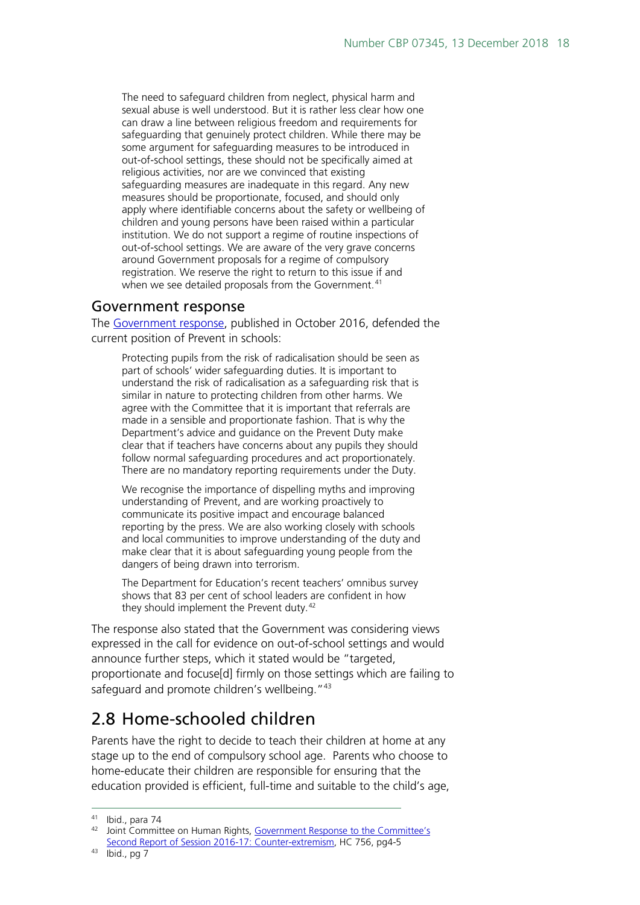> The need to safeguard children from neglect, physical harm and sexual abuse is well understood. But it is rather less clear how one can draw a line between religious freedom and requirements for safeguarding that genuinely protect children. While there may be some argument for safeguarding measures to be introduced in out-of-school settings, these should not be specifically aimed at religious activities, nor are we convinced that existing safeguarding measures are inadequate in this regard. Any new measures should be proportionate, focused, and should only apply where identifiable concerns about the safety or wellbeing of children and young persons have been raised within a particular institution. We do not support a regime of routine inspections of out-of-school settings. We are aware of the very grave concerns around Government proposals for a regime of compulsory registration. We reserve the right to return to this issue if and when we see detailed proposals from the Government.[41]

### Government response

The Government response, published in October 2016, defended the current position of Prevent in schools:

> Protecting pupils from the risk of radicalisation should be seen as part of schools' wider safeguarding duties. It is important to understand the risk of radicalisation as a safeguarding risk that is similar in nature to protecting children from other harms. We agree with the Committee that it is important that referrals are made in a sensible and proportionate fashion. That is why the Department's advice and guidance on the Prevent Duty make clear that if teachers have concerns about any pupils they should follow normal safeguarding procedures and act proportionately. There are no mandatory reporting requirements under the Duty.
>
> We recognise the importance of dispelling myths and improving understanding of Prevent, and are working proactively to communicate its positive impact and encourage balanced reporting by the press. We are also working closely with schools and local communities to improve understanding of the duty and make clear that it is about safeguarding young people from the dangers of being drawn into terrorism.
>
> The Department for Education's recent teachers' omnibus survey shows that 83 per cent of school leaders are confident in how they should implement the Prevent duty.[42]

The response also stated that the Government was considering views expressed in the call for evidence on out-of-school settings and would announce further steps, which it stated would be "targeted, proportionate and focuse[d] firmly on those settings which are failing to safeguard and promote children's wellbeing."[43]

## 2.8 Home-schooled children

Parents have the right to decide to teach their children at home at any stage up to the end of compulsory school age. Parents who choose to home-educate their children are responsible for ensuring that the education provided is efficient, full-time and suitable to the child's age,

---

[41] Ibid., para 74

[42] Joint Committee on Human Rights, Government Response to the Committee's Second Report of Session 2016-17: Counter-extremism, HC 756, pg4-5

[43] Ibid., pg 7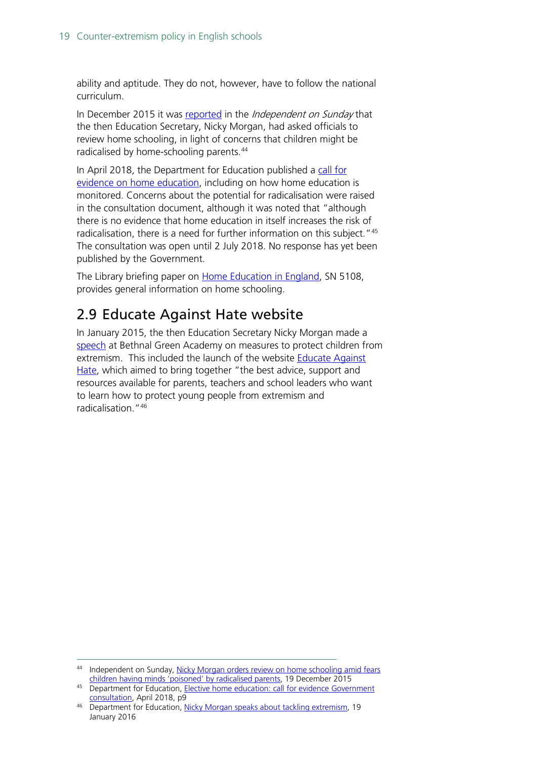ability and aptitude. They do not, however, have to follow the national curriculum.

In December 2015 it was reported in the *Independent on Sunday* that the then Education Secretary, Nicky Morgan, had asked officials to review home schooling, in light of concerns that children might be radicalised by home-schooling parents.[44]

In April 2018, the Department for Education published a call for evidence on home education, including on how home education is monitored. Concerns about the potential for radicalisation were raised in the consultation document, although it was noted that "although there is no evidence that home education in itself increases the risk of radicalisation, there is a need for further information on this subject."[45] The consultation was open until 2 July 2018. No response has yet been published by the Government.

The Library briefing paper on Home Education in England, SN 5108, provides general information on home schooling.

## 2.9 Educate Against Hate website

In January 2015, the then Education Secretary Nicky Morgan made a speech at Bethnal Green Academy on measures to protect children from extremism. This included the launch of the website Educate Against Hate, which aimed to bring together "the best advice, support and resources available for parents, teachers and school leaders who want to learn how to protect young people from extremism and radicalisation."[46]

---

[44] Independent on Sunday, Nicky Morgan orders review on home schooling amid fears children having minds 'poisoned' by radicalised parents, 19 December 2015

[45] Department for Education, Elective home education: call for evidence Government consultation, April 2018, p9

[46] Department for Education, Nicky Morgan speaks about tackling extremism, 19 January 2016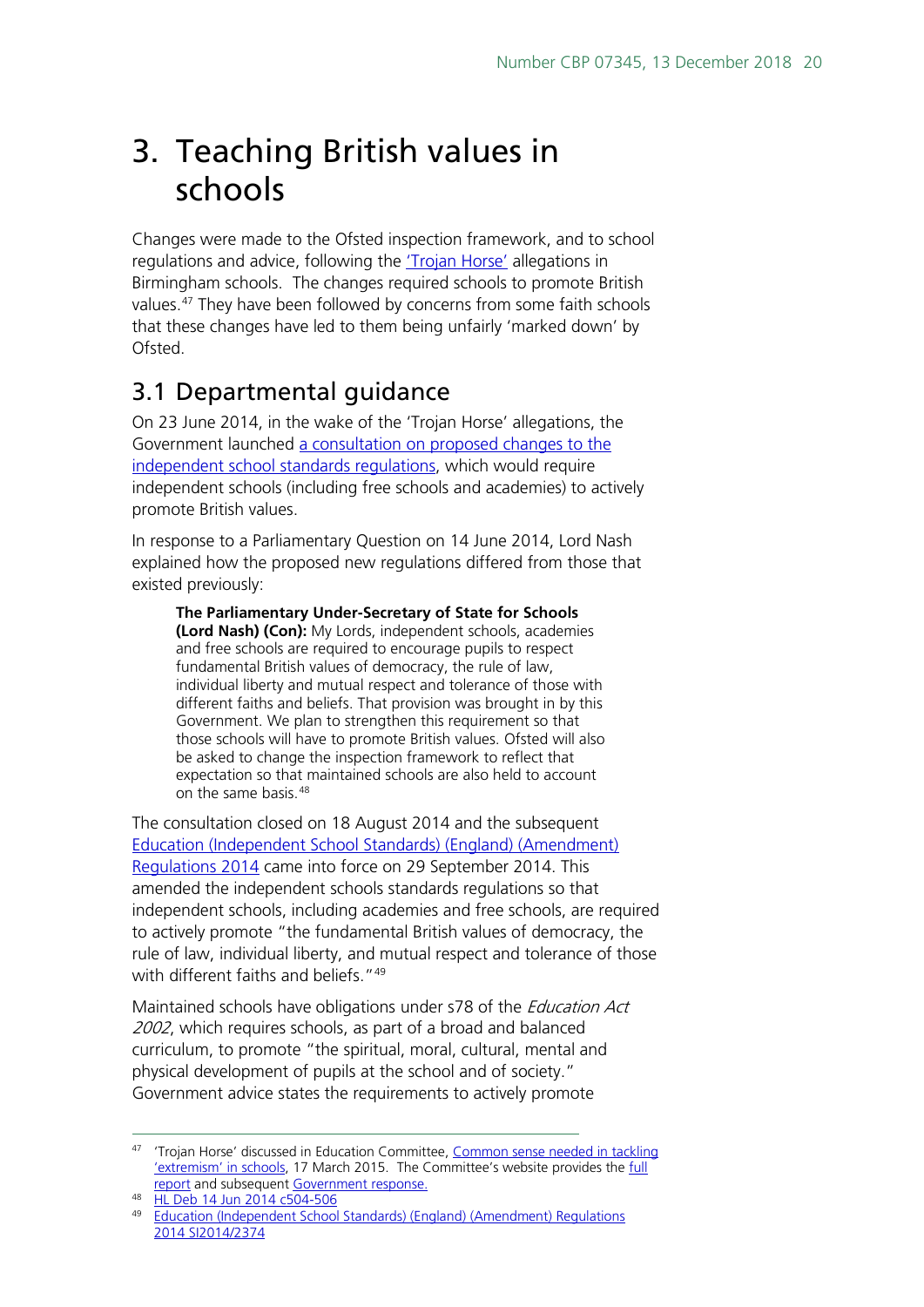# 3. Teaching British values in schools

Changes were made to the Ofsted inspection framework, and to school regulations and advice, following the 'Trojan Horse' allegations in Birmingham schools. The changes required schools to promote British values.[47] They have been followed by concerns from some faith schools that these changes have led to them being unfairly 'marked down' by Ofsted.

## 3.1 Departmental guidance

On 23 June 2014, in the wake of the 'Trojan Horse' allegations, the Government launched a consultation on proposed changes to the independent school standards regulations, which would require independent schools (including free schools and academies) to actively promote British values.

In response to a Parliamentary Question on 14 June 2014, Lord Nash explained how the proposed new regulations differed from those that existed previously:

> **The Parliamentary Under-Secretary of State for Schools (Lord Nash) (Con):** My Lords, independent schools, academies and free schools are required to encourage pupils to respect fundamental British values of democracy, the rule of law, individual liberty and mutual respect and tolerance of those with different faiths and beliefs. That provision was brought in by this Government. We plan to strengthen this requirement so that those schools will have to promote British values. Ofsted will also be asked to change the inspection framework to reflect that expectation so that maintained schools are also held to account on the same basis.[48]

The consultation closed on 18 August 2014 and the subsequent Education (Independent School Standards) (England) (Amendment) Regulations 2014 came into force on 29 September 2014. This amended the independent schools standards regulations so that independent schools, including academies and free schools, are required to actively promote "the fundamental British values of democracy, the rule of law, individual liberty, and mutual respect and tolerance of those with different faiths and beliefs."[49]

Maintained schools have obligations under s78 of the *Education Act 2002*, which requires schools, as part of a broad and balanced curriculum, to promote "the spiritual, moral, cultural, mental and physical development of pupils at the school and of society." Government advice states the requirements to actively promote

---

[47] 'Trojan Horse' discussed in Education Committee, Common sense needed in tackling 'extremism' in schools, 17 March 2015. The Committee's website provides the full report and subsequent Government response.

[48] HL Deb 14 Jun 2014 c504-506

[49] Education (Independent School Standards) (England) (Amendment) Regulations 2014 SI2014/2374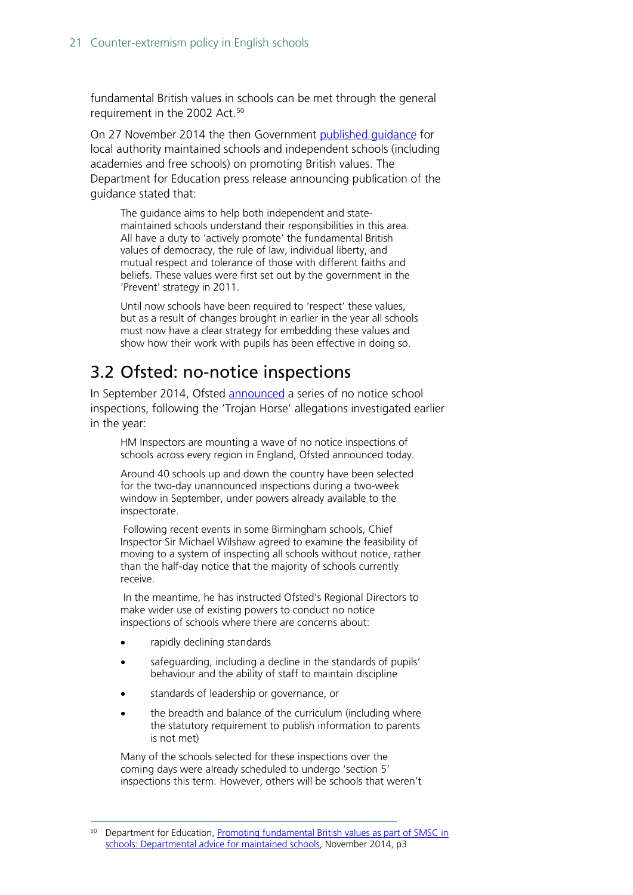fundamental British values in schools can be met through the general requirement in the 2002 Act.[50]

On 27 November 2014 the then Government published guidance for local authority maintained schools and independent schools (including academies and free schools) on promoting British values. The Department for Education press release announcing publication of the guidance stated that:

> The guidance aims to help both independent and state-maintained schools understand their responsibilities in this area. All have a duty to 'actively promote' the fundamental British values of democracy, the rule of law, individual liberty, and mutual respect and tolerance of those with different faiths and beliefs. These values were first set out by the government in the 'Prevent' strategy in 2011.
>
> Until now schools have been required to 'respect' these values, but as a result of changes brought in earlier in the year all schools must now have a clear strategy for embedding these values and show how their work with pupils has been effective in doing so.

## 3.2 Ofsted: no-notice inspections

In September 2014, Ofsted announced a series of no notice school inspections, following the 'Trojan Horse' allegations investigated earlier in the year:

> HM Inspectors are mounting a wave of no notice inspections of schools across every region in England, Ofsted announced today.
>
> Around 40 schools up and down the country have been selected for the two-day unannounced inspections during a two-week window in September, under powers already available to the inspectorate.
>
> Following recent events in some Birmingham schools, Chief Inspector Sir Michael Wilshaw agreed to examine the feasibility of moving to a system of inspecting all schools without notice, rather than the half-day notice that the majority of schools currently receive.
>
> In the meantime, he has instructed Ofsted's Regional Directors to make wider use of existing powers to conduct no notice inspections of schools where there are concerns about:
>
> - rapidly declining standards
> - safeguarding, including a decline in the standards of pupils' behaviour and the ability of staff to maintain discipline
> - standards of leadership or governance, or
> - the breadth and balance of the curriculum (including where the statutory requirement to publish information to parents is not met)
>
> Many of the schools selected for these inspections over the coming days were already scheduled to undergo 'section 5' inspections this term. However, others will be schools that weren't

[50] Department for Education, Promoting fundamental British values as part of SMSC in schools: Departmental advice for maintained schools, November 2014, p3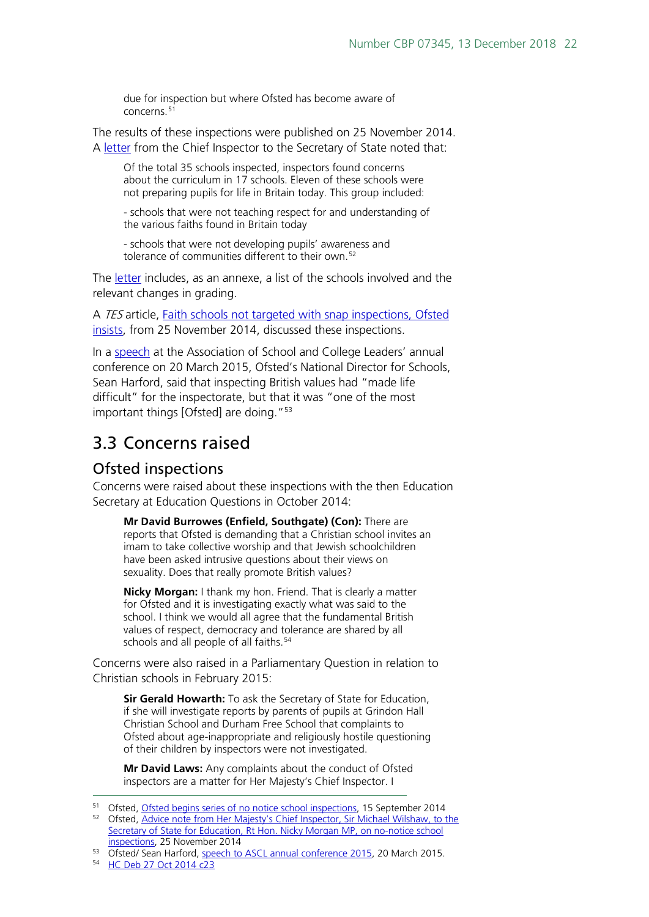> due for inspection but where Ofsted has become aware of concerns.[51]

The results of these inspections were published on 25 November 2014. A letter from the Chief Inspector to the Secretary of State noted that:

> Of the total 35 schools inspected, inspectors found concerns about the curriculum in 17 schools. Eleven of these schools were not preparing pupils for life in Britain today. This group included:
>
> - schools that were not teaching respect for and understanding of the various faiths found in Britain today
>
> - schools that were not developing pupils' awareness and tolerance of communities different to their own.[52]

The letter includes, as an annexe, a list of the schools involved and the relevant changes in grading.

A *TES* article, Faith schools not targeted with snap inspections, Ofsted insists, from 25 November 2014, discussed these inspections.

In a speech at the Association of School and College Leaders' annual conference on 20 March 2015, Ofsted's National Director for Schools, Sean Harford, said that inspecting British values had "made life difficult" for the inspectorate, but that it was "one of the most important things [Ofsted] are doing."[53]

## 3.3 Concerns raised

### Ofsted inspections

Concerns were raised about these inspections with the then Education Secretary at Education Questions in October 2014:

> **Mr David Burrowes (Enfield, Southgate) (Con):** There are reports that Ofsted is demanding that a Christian school invites an imam to take collective worship and that Jewish schoolchildren have been asked intrusive questions about their views on sexuality. Does that really promote British values?
>
> **Nicky Morgan:** I thank my hon. Friend. That is clearly a matter for Ofsted and it is investigating exactly what was said to the school. I think we would all agree that the fundamental British values of respect, democracy and tolerance are shared by all schools and all people of all faiths.[54]

Concerns were also raised in a Parliamentary Question in relation to Christian schools in February 2015:

> **Sir Gerald Howarth:** To ask the Secretary of State for Education, if she will investigate reports by parents of pupils at Grindon Hall Christian School and Durham Free School that complaints to Ofsted about age-inappropriate and religiously hostile questioning of their children by inspectors were not investigated.
>
> **Mr David Laws:** Any complaints about the conduct of Ofsted inspectors are a matter for Her Majesty's Chief Inspector. I

---

[51] Ofsted, Ofsted begins series of no notice school inspections, 15 September 2014

[52] Ofsted, Advice note from Her Majesty's Chief Inspector, Sir Michael Wilshaw, to the Secretary of State for Education, Rt Hon. Nicky Morgan MP, on no-notice school inspections, 25 November 2014

[53] Ofsted/ Sean Harford, speech to ASCL annual conference 2015, 20 March 2015.

[54] HC Deb 27 Oct 2014 c23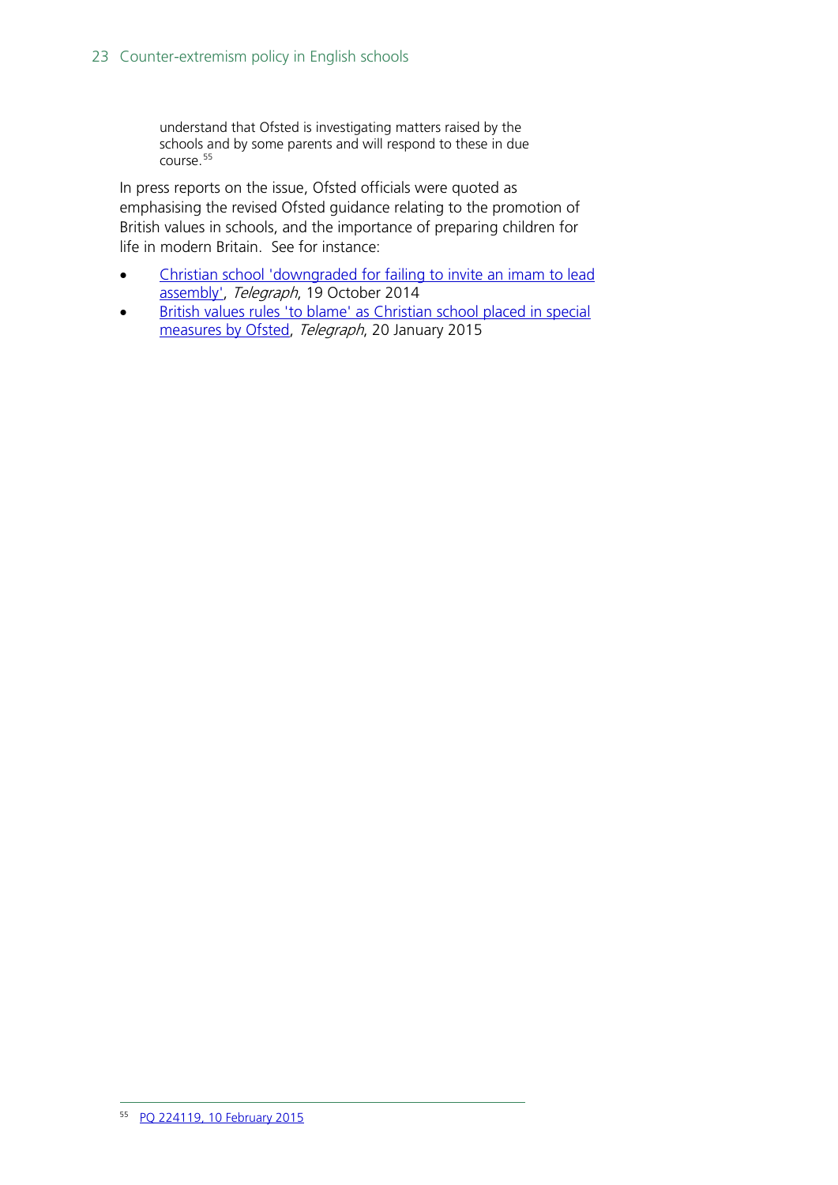> understand that Ofsted is investigating matters raised by the schools and by some parents and will respond to these in due course.[55]

In press reports on the issue, Ofsted officials were quoted as emphasising the revised Ofsted guidance relating to the promotion of British values in schools, and the importance of preparing children for life in modern Britain. See for instance:

- Christian school 'downgraded for failing to invite an imam to lead assembly', *Telegraph*, 19 October 2014
- British values rules 'to blame' as Christian school placed in special measures by Ofsted, *Telegraph*, 20 January 2015

---

[55] PQ 224119, 10 February 2015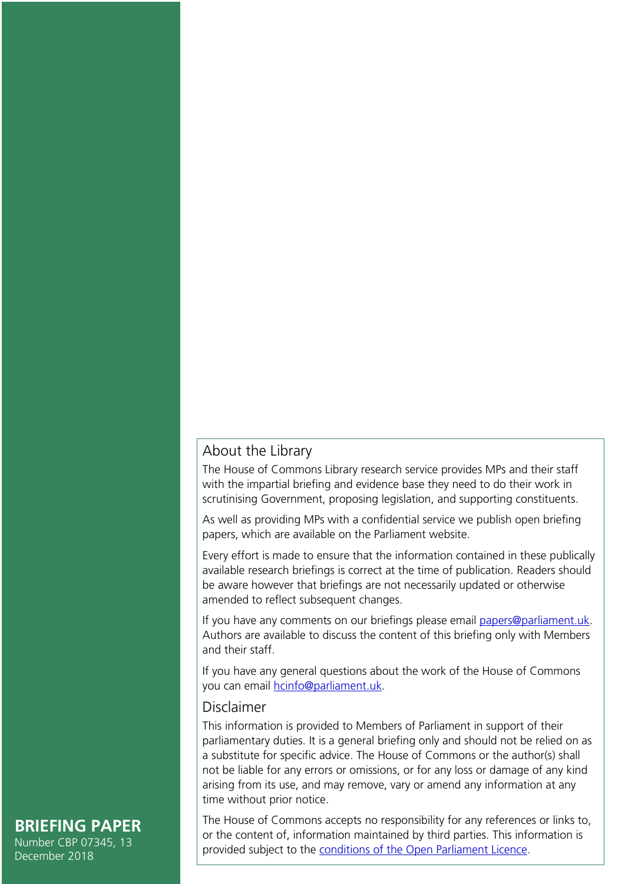## About the Library

The House of Commons Library research service provides MPs and their staff with the impartial briefing and evidence base they need to do their work in scrutinising Government, proposing legislation, and supporting constituents.

As well as providing MPs with a confidential service we publish open briefing papers, which are available on the Parliament website.

Every effort is made to ensure that the information contained in these publically available research briefings is correct at the time of publication. Readers should be aware however that briefings are not necessarily updated or otherwise amended to reflect subsequent changes.

If you have any comments on our briefings please email papers@parliament.uk. Authors are available to discuss the content of this briefing only with Members and their staff.

If you have any general questions about the work of the House of Commons you can email hcinfo@parliament.uk.

## Disclaimer

This information is provided to Members of Parliament in support of their parliamentary duties. It is a general briefing only and should not be relied on as a substitute for specific advice. The House of Commons or the author(s) shall not be liable for any errors or omissions, or for any loss or damage of any kind arising from its use, and may remove, vary or amend any information at any time without prior notice.

The House of Commons accepts no responsibility for any references or links to, or the content of, information maintained by third parties. This information is provided subject to the conditions of the Open Parliament Licence.

**BRIEFING PAPER**

Number CBP 07345, 13 December 2018